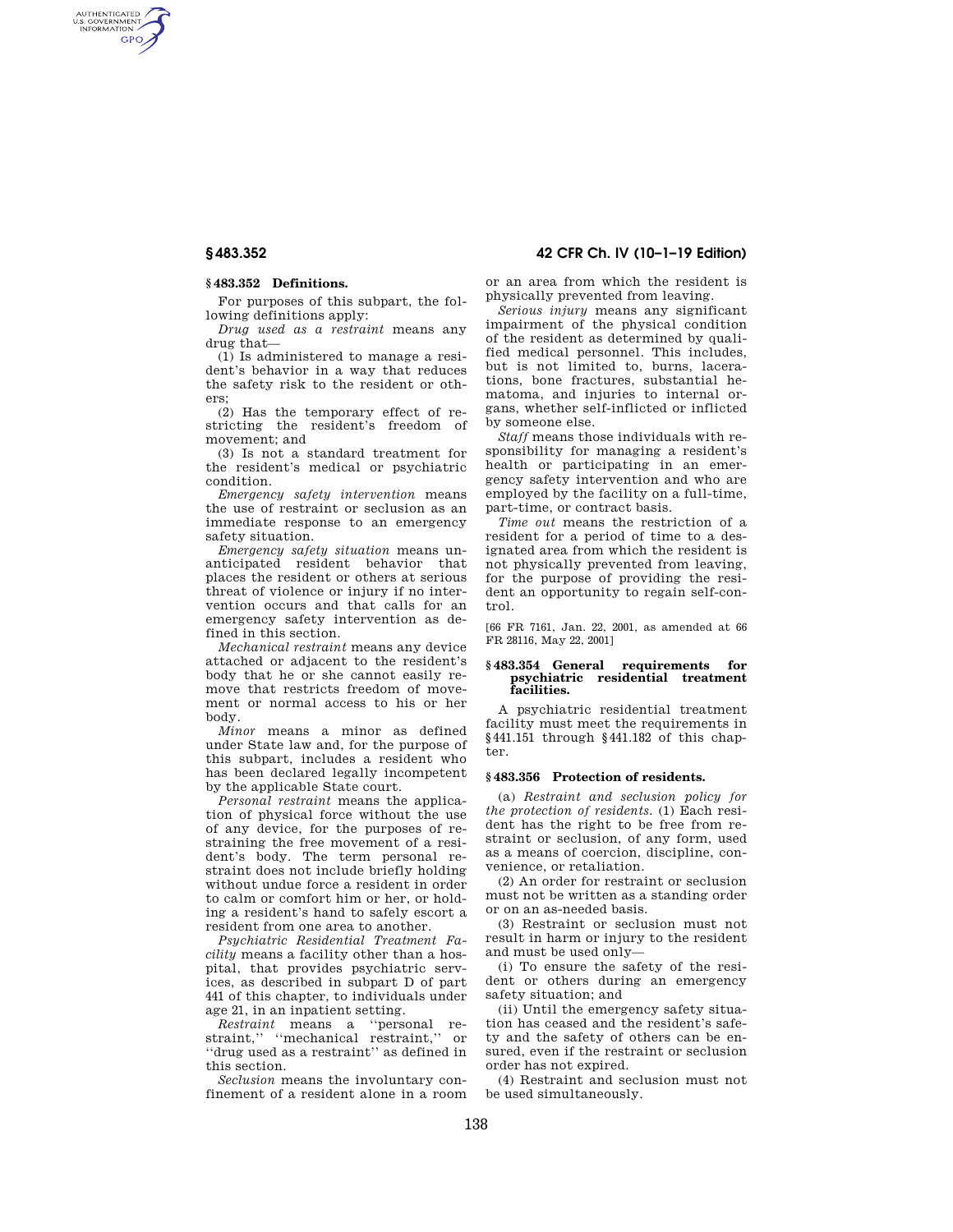### § 483.352 Definitions.

For purposes of this subpart, the following definitions apply:

*Drug used as a restraint* means any drug that—

(1) Is administered to manage a resident's behavior in a way that reduces the safety risk to the resident or others;

(2) Has the temporary effect of restricting the resident's freedom of movement; and

(3) Is not a standard treatment for the resident's medical or psychiatric condition.

*Emergency safety intervention* means the use of restraint or seclusion as an immediate response to an emergency safety situation.

*Emergency safety situation* means unanticipated resident behavior that places the resident or others at serious threat of violence or injury if no intervention occurs and that calls for an emergency safety intervention as defined in this section.

*Mechanical restraint* means any device attached or adjacent to the resident's body that he or she cannot easily remove that restricts freedom of movement or normal access to his or her body.

*Minor* means a minor as defined under State law and, for the purpose of this subpart, includes a resident who has been declared legally incompetent by the applicable State court.

*Personal restraint* means the application of physical force without the use of any device, for the purposes of restraining the free movement of a resident's body. The term personal restraint does not include briefly holding without undue force a resident in order to calm or comfort him or her, or holding a resident's hand to safely escort a resident from one area to another.

*Psychiatric Residential Treatment Facility* means a facility other than a hospital, that provides psychiatric services, as described in subpart D of part 441 of this chapter, to individuals under age 21, in an inpatient setting.

*Restraint* means a ''personal restraint,'' ''mechanical restraint,'' or ''drug used as a restraint'' as defined in this section.

*Seclusion* means the involuntary confinement of a resident alone in a room or an area from which the resident is physically prevented from leaving.

*Serious injury* means any significant impairment of the physical condition of the resident as determined by qualified medical personnel. This includes, but is not limited to, burns, lacerations, bone fractures, substantial hematoma, and injuries to internal organs, whether self-inflicted or inflicted by someone else.

*Staff* means those individuals with responsibility for managing a resident's health or participating in an emergency safety intervention and who are employed by the facility on a full-time, part-time, or contract basis.

*Time out* means the restriction of a resident for a period of time to a designated area from which the resident is not physically prevented from leaving, for the purpose of providing the resident an opportunity to regain self-control.

[66 FR 7161, Jan. 22, 2001, as amended at 66 FR 28116, May 22, 2001]

### § 483.354 General requirements for psychiatric residential treatment facilities.

A psychiatric residential treatment facility must meet the requirements in §441.151 through §441.182 of this chapter.

### § 483.356 Protection of residents.

(a) *Restraint and seclusion policy for the protection of residents.* (1) Each resident has the right to be free from restraint or seclusion, of any form, used as a means of coercion, discipline, convenience, or retaliation.

(2) An order for restraint or seclusion must not be written as a standing order or on an as-needed basis.

(3) Restraint or seclusion must not result in harm or injury to the resident and must be used only—

(i) To ensure the safety of the resident or others during an emergency safety situation; and

(ii) Until the emergency safety situation has ceased and the resident's safety and the safety of others can be ensured, even if the restraint or seclusion order has not expired.

(4) Restraint and seclusion must not be used simultaneously.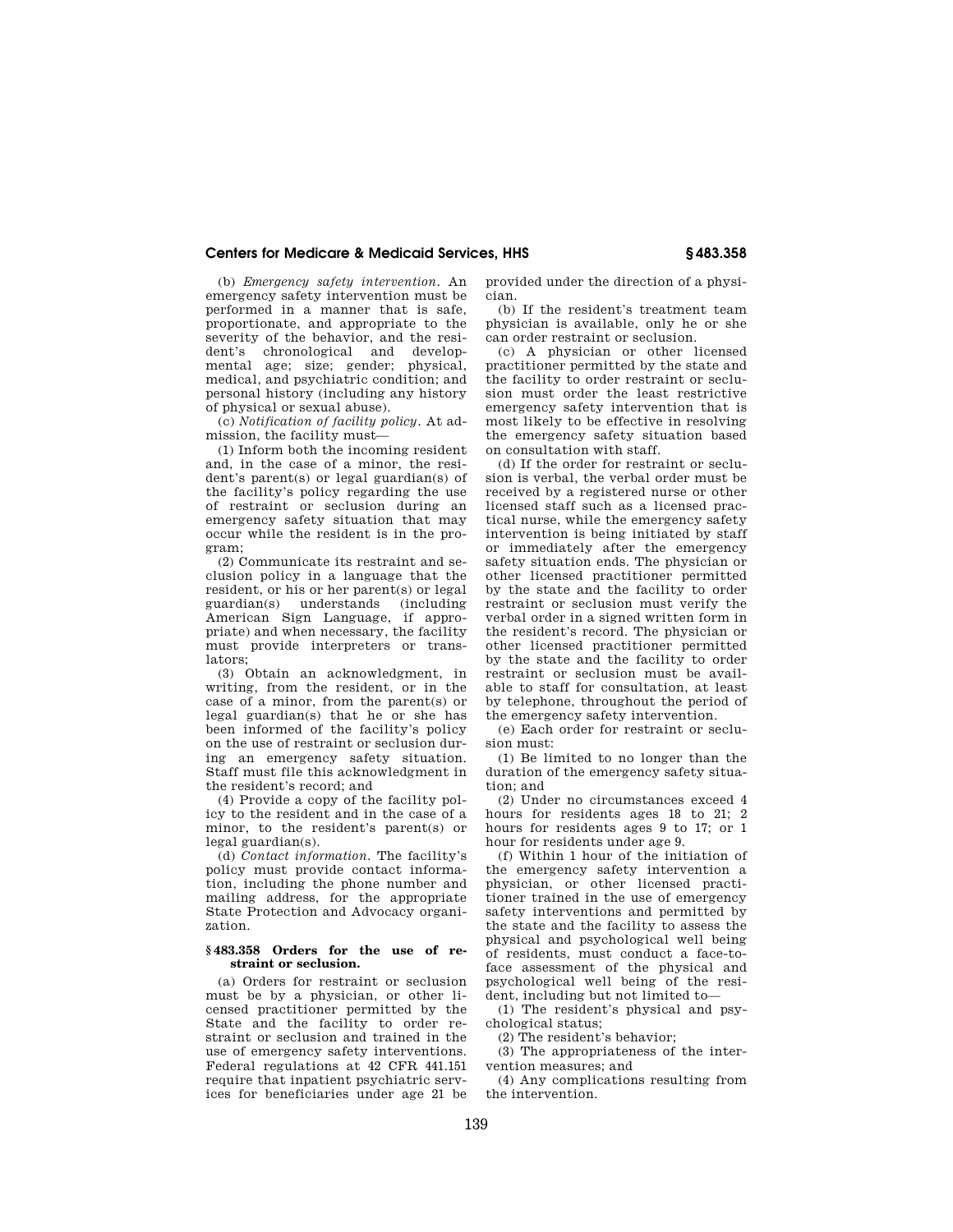(b) *Emergency safety intervention*. An emergency safety intervention must be performed in a manner that is safe, proportionate, and appropriate to the severity of the behavior, and the resident's chronological and developmental age; size; gender; physical, medical, and psychiatric condition; and personal history (including any history of physical or sexual abuse).

(c) *Notification of facility policy*. At admission, the facility must—

(1) Inform both the incoming resident and, in the case of a minor, the resident's parent(s) or legal guardian(s) of the facility's policy regarding the use of restraint or seclusion during an emergency safety situation that may occur while the resident is in the program;

(2) Communicate its restraint and seclusion policy in a language that the resident, or his or her parent(s) or legal guardian(s) understands (including American Sign Language, if appropriate) and when necessary, the facility must provide interpreters or translators;

(3) Obtain an acknowledgment, in writing, from the resident, or in the case of a minor, from the parent(s) or legal guardian(s) that he or she has been informed of the facility's policy on the use of restraint or seclusion during an emergency safety situation. Staff must file this acknowledgment in the resident's record; and

(4) Provide a copy of the facility policy to the resident and in the case of a minor, to the resident's parent(s) or legal guardian(s).

(d) *Contact information*. The facility's policy must provide contact information, including the phone number and mailing address, for the appropriate State Protection and Advocacy organization.

### § 483.358 Orders for the use of restraint or seclusion.

(a) Orders for restraint or seclusion must be by a physician, or other licensed practitioner permitted by the State and the facility to order restraint or seclusion and trained in the use of emergency safety interventions. Federal regulations at 42 CFR 441.151 require that inpatient psychiatric services for beneficiaries under age 21 be provided under the direction of a physician.

(b) If the resident's treatment team physician is available, only he or she can order restraint or seclusion.

(c) A physician or other licensed practitioner permitted by the state and the facility to order restraint or seclusion must order the least restrictive emergency safety intervention that is most likely to be effective in resolving the emergency safety situation based on consultation with staff.

(d) If the order for restraint or seclusion is verbal, the verbal order must be received by a registered nurse or other licensed staff such as a licensed practical nurse, while the emergency safety intervention is being initiated by staff or immediately after the emergency safety situation ends. The physician or other licensed practitioner permitted by the state and the facility to order restraint or seclusion must verify the verbal order in a signed written form in the resident's record. The physician or other licensed practitioner permitted by the state and the facility to order restraint or seclusion must be available to staff for consultation, at least by telephone, throughout the period of the emergency safety intervention.

(e) Each order for restraint or seclusion must:

(1) Be limited to no longer than the duration of the emergency safety situation; and

(2) Under no circumstances exceed 4 hours for residents ages 18 to 21; 2 hours for residents ages 9 to 17; or 1 hour for residents under age 9.

(f) Within 1 hour of the initiation of the emergency safety intervention a physician, or other licensed practitioner trained in the use of emergency safety interventions and permitted by the state and the facility to assess the physical and psychological well being of residents, must conduct a face-to-face assessment of the physical and psychological well being of the resident, including but not limited to—

(1) The resident's physical and psychological status;

(2) The resident's behavior;

(3) The appropriateness of the intervention measures; and

(4) Any complications resulting from the intervention.